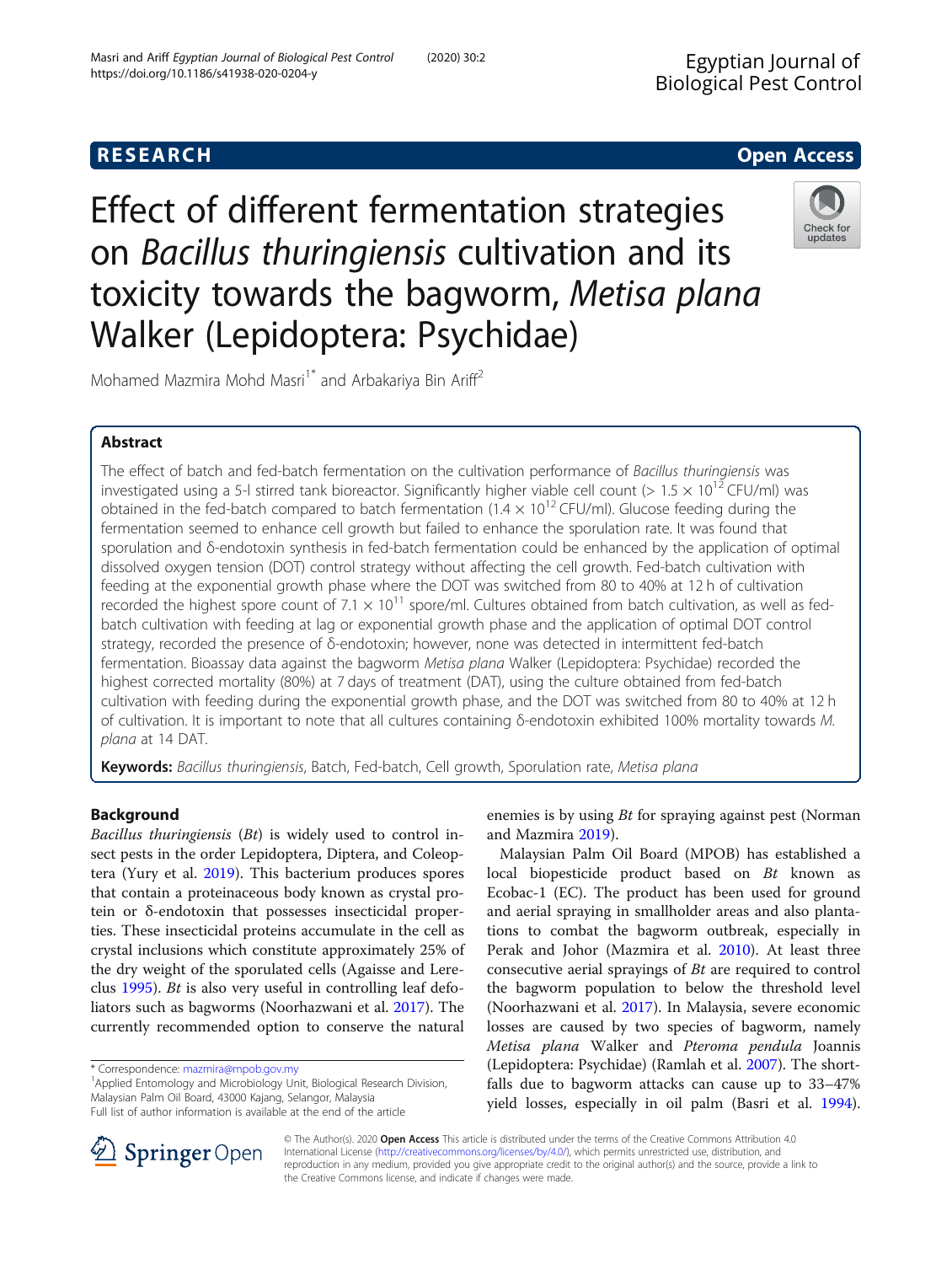RESEARCH

Open Access

# Effect of different fermentation strategies on *Bacillus thuringiensis* cultivation and its toxicity towards the bagworm, *Metisa plana* Walker (Lepidoptera: Psychidae)

Mohamed Mazmira Mohd Masri[1*] and Arbakariya Bin Ariff[2]

## Abstract

The effect of batch and fed-batch fermentation on the cultivation performance of *Bacillus thuringiensis* was investigated using a 5-l stirred tank bioreactor. Significantly higher viable cell count (> $1.5 \times 10^{12}$ CFU/ml) was obtained in the fed-batch compared to batch fermentation ($1.4 \times 10^{12}$ CFU/ml). Glucose feeding during the fermentation seemed to enhance cell growth but failed to enhance the sporulation rate. It was found that sporulation and δ-endotoxin synthesis in fed-batch fermentation could be enhanced by the application of optimal dissolved oxygen tension (DOT) control strategy without affecting the cell growth. Fed-batch cultivation with feeding at the exponential growth phase where the DOT was switched from 80 to 40% at 12 h of cultivation recorded the highest spore count of $7.1 \times 10^{11}$ spore/ml. Cultures obtained from batch cultivation, as well as fed-batch cultivation with feeding at lag or exponential growth phase and the application of optimal DOT control strategy, recorded the presence of δ-endotoxin; however, none was detected in intermittent fed-batch fermentation. Bioassay data against the bagworm *Metisa plana* Walker (Lepidoptera: Psychidae) recorded the highest corrected mortality (80%) at 7 days of treatment (DAT), using the culture obtained from fed-batch cultivation with feeding during the exponential growth phase, and the DOT was switched from 80 to 40% at 12 h of cultivation. It is important to note that all cultures containing δ-endotoxin exhibited 100% mortality towards *M. plana* at 14 DAT.

**Keywords:** *Bacillus thuringiensis*, Batch, Fed-batch, Cell growth, Sporulation rate, *Metisa plana*

## Background

*Bacillus thuringiensis* (*Bt*) is widely used to control insect pests in the order Lepidoptera, Diptera, and Coleoptera (Yury et al. 2019). This bacterium produces spores that contain a proteinaceous body known as crystal protein or δ-endotoxin that possesses insecticidal properties. These insecticidal proteins accumulate in the cell as crystal inclusions which constitute approximately 25% of the dry weight of the sporulated cells (Agaisse and Lereclus 1995). *Bt* is also very useful in controlling leaf defoliators such as bagworms (Noorhazwani et al. 2017). The currently recommended option to conserve the natural enemies is by using *Bt* for spraying against pest (Norman and Mazmira 2019).

Malaysian Palm Oil Board (MPOB) has established a local biopesticide product based on *Bt* known as Ecobac-1 (EC). The product has been used for ground and aerial spraying in smallholder areas and also plantations to combat the bagworm outbreak, especially in Perak and Johor (Mazmira et al. 2010). At least three consecutive aerial sprayings of *Bt* are required to control the bagworm population to below the threshold level (Noorhazwani et al. 2017). In Malaysia, severe economic losses are caused by two species of bagworm, namely *Metisa plana* Walker and *Pteroma pendula* Joannis (Lepidoptera: Psychidae) (Ramlah et al. 2007). The shortfalls due to bagworm attacks can cause up to 33–47% yield losses, especially in oil palm (Basri et al. 1994).

* Correspondence: mazmira@mpob.gov.my
[1]Applied Entomology and Microbiology Unit, Biological Research Division, Malaysian Palm Oil Board, 43000 Kajang, Selangor, Malaysia
Full list of author information is available at the end of the article

© The Author(s). 2020 **Open Access** This article is distributed under the terms of the Creative Commons Attribution 4.0 International License (http://creativecommons.org/licenses/by/4.0/), which permits unrestricted use, distribution, and reproduction in any medium, provided you give appropriate credit to the original author(s) and the source, provide a link to the Creative Commons license, and indicate if changes were made.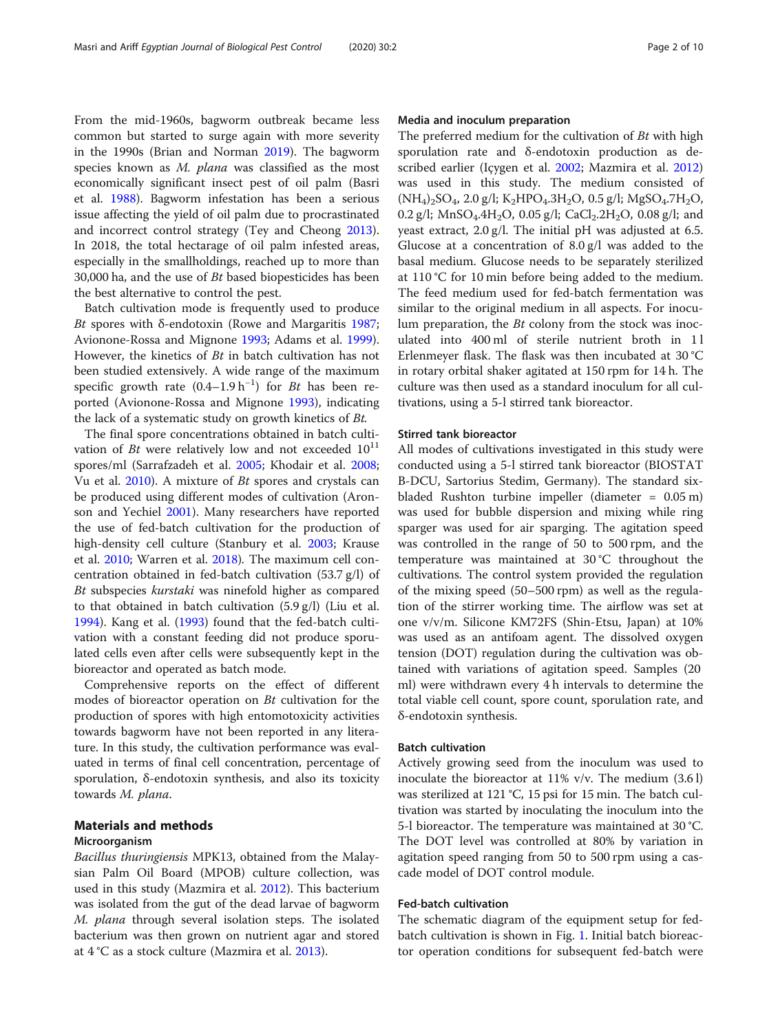From the mid-1960s, bagworm outbreak became less common but started to surge again with more severity in the 1990s (Brian and Norman 2019). The bagworm species known as *M. plana* was classified as the most economically significant insect pest of oil palm (Basri et al. 1988). Bagworm infestation has been a serious issue affecting the yield of oil palm due to procrastinated and incorrect control strategy (Tey and Cheong 2013). In 2018, the total hectarage of oil palm infested areas, especially in the smallholdings, reached up to more than 30,000 ha, and the use of *Bt* based biopesticides has been the best alternative to control the pest.

Batch cultivation mode is frequently used to produce *Bt* spores with δ-endotoxin (Rowe and Margaritis 1987; Avionone-Rossa and Mignone 1993; Adams et al. 1999). However, the kinetics of *Bt* in batch cultivation has not been studied extensively. A wide range of the maximum specific growth rate (0.4–1.9 $h^{-1}$) for *Bt* has been reported (Avionone-Rossa and Mignone 1993), indicating the lack of a systematic study on growth kinetics of *Bt.*

The final spore concentrations obtained in batch cultivation of *Bt* were relatively low and not exceeded $10^{11}$ spores/ml (Sarrafzadeh et al. 2005; Khodair et al. 2008; Vu et al. 2010). A mixture of *Bt* spores and crystals can be produced using different modes of cultivation (Aronson and Yechiel 2001). Many researchers have reported the use of fed-batch cultivation for the production of high-density cell culture (Stanbury et al. 2003; Krause et al. 2010; Warren et al. 2018). The maximum cell concentration obtained in fed-batch cultivation (53.7 g/l) of *Bt* subspecies *kurstaki* was ninefold higher as compared to that obtained in batch cultivation (5.9 g/l) (Liu et al. 1994). Kang et al. (1993) found that the fed-batch cultivation with a constant feeding did not produce sporulated cells even after cells were subsequently kept in the bioreactor and operated as batch mode.

Comprehensive reports on the effect of different modes of bioreactor operation on *Bt* cultivation for the production of spores with high entomotoxicity activities towards bagworm have not been reported in any literature. In this study, the cultivation performance was evaluated in terms of final cell concentration, percentage of sporulation, δ-endotoxin synthesis, and also its toxicity towards *M. plana*.

## Materials and methods

### Microorganism

*Bacillus thuringiensis* MPK13, obtained from the Malaysian Palm Oil Board (MPOB) culture collection, was used in this study (Mazmira et al. 2012). This bacterium was isolated from the gut of the dead larvae of bagworm *M. plana* through several isolation steps. The isolated bacterium was then grown on nutrient agar and stored at 4 °C as a stock culture (Mazmira et al. 2013).

### Media and inoculum preparation

The preferred medium for the cultivation of *Bt* with high sporulation rate and δ-endotoxin production as described earlier (Içygen et al. 2002; Mazmira et al. 2012) was used in this study. The medium consisted of $(NH_4)_2SO_4$, 2.0 g/l; $K_2HPO_4.3H_2O$, 0.5 g/l; $MgSO_4.7H_2O$, 0.2 g/l; $MnSO_4.4H_2O$, 0.05 g/l; $CaCl_2.2H_2O$, 0.08 g/l; and yeast extract, 2.0 g/l. The initial pH was adjusted at 6.5. Glucose at a concentration of 8.0 g/l was added to the basal medium. Glucose needs to be separately sterilized at 110 °C for 10 min before being added to the medium. The feed medium used for fed-batch fermentation was similar to the original medium in all aspects. For inoculum preparation, the *Bt* colony from the stock was inoculated into 400 ml of sterile nutrient broth in 1 l Erlenmeyer flask. The flask was then incubated at 30 °C in rotary orbital shaker agitated at 150 rpm for 14 h. The culture was then used as a standard inoculum for all cultivations, using a 5-l stirred tank bioreactor.

### Stirred tank bioreactor

All modes of cultivations investigated in this study were conducted using a 5-l stirred tank bioreactor (BIOSTAT B-DCU, Sartorius Stedim, Germany). The standard six-bladed Rushton turbine impeller (diameter = 0.05 m) was used for bubble dispersion and mixing while ring sparger was used for air sparging. The agitation speed was controlled in the range of 50 to 500 rpm, and the temperature was maintained at 30 °C throughout the cultivations. The control system provided the regulation of the mixing speed (50–500 rpm) as well as the regulation of the stirrer working time. The airflow was set at one v/v/m. Silicone KM72FS (Shin-Etsu, Japan) at 10% was used as an antifoam agent. The dissolved oxygen tension (DOT) regulation during the cultivation was obtained with variations of agitation speed. Samples (20 ml) were withdrawn every 4 h intervals to determine the total viable cell count, spore count, sporulation rate, and δ-endotoxin synthesis.

### Batch cultivation

Actively growing seed from the inoculum was used to inoculate the bioreactor at 11% v/v. The medium (3.6 l) was sterilized at 121 °C, 15 psi for 15 min. The batch cultivation was started by inoculating the inoculum into the 5-l bioreactor. The temperature was maintained at 30 °C. The DOT level was controlled at 80% by variation in agitation speed ranging from 50 to 500 rpm using a cascade model of DOT control module.

### Fed-batch cultivation

The schematic diagram of the equipment setup for fed-batch cultivation is shown in Fig. 1. Initial batch bioreactor operation conditions for subsequent fed-batch were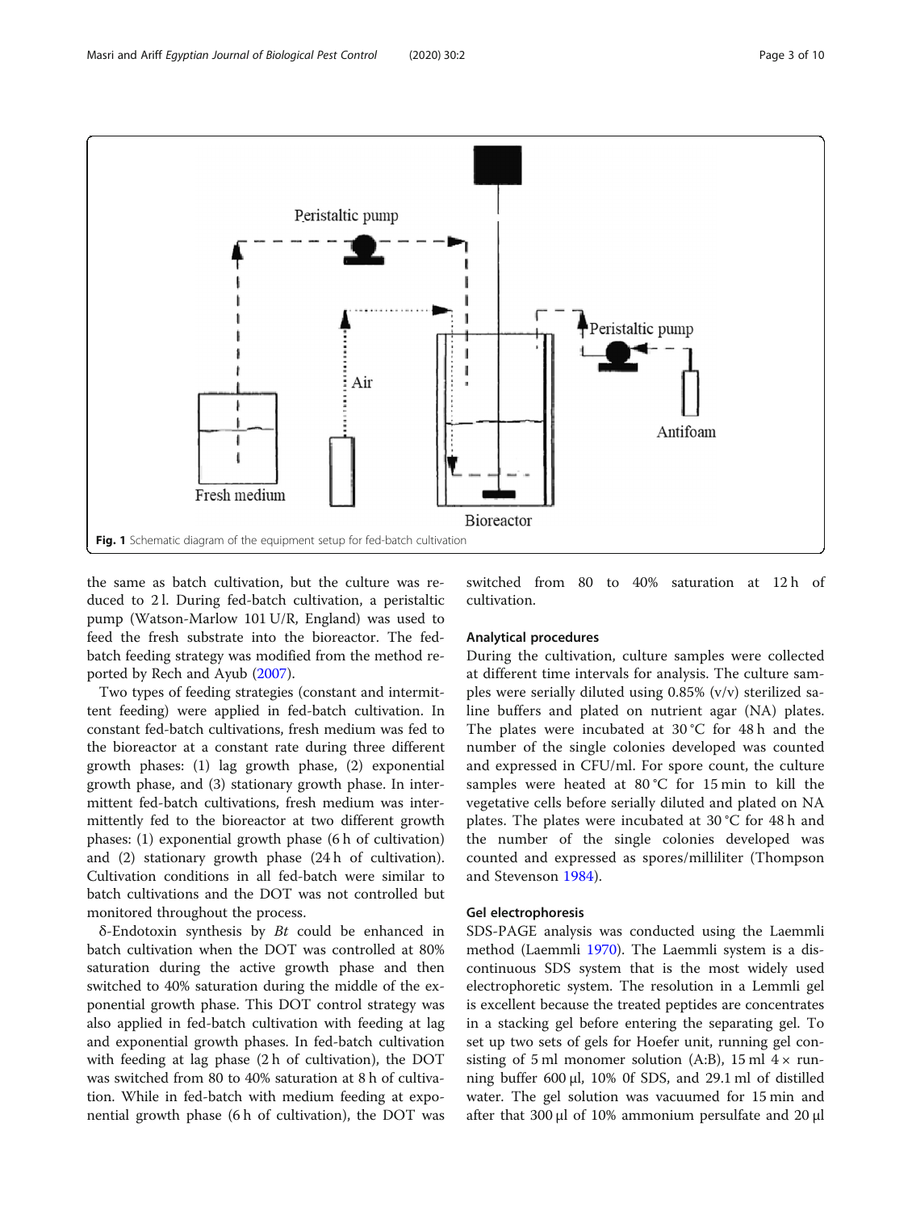Fig. 1 Schematic diagram of the equipment setup for fed-batch cultivation

the same as batch cultivation, but the culture was reduced to 2 l. During fed-batch cultivation, a peristaltic pump (Watson-Marlow 101 U/R, England) was used to feed the fresh substrate into the bioreactor. The fed-batch feeding strategy was modified from the method reported by Rech and Ayub (2007).

Two types of feeding strategies (constant and intermittent feeding) were applied in fed-batch cultivation. In constant fed-batch cultivations, fresh medium was fed to the bioreactor at a constant rate during three different growth phases: (1) lag growth phase, (2) exponential growth phase, and (3) stationary growth phase. In intermittent fed-batch cultivations, fresh medium was intermittently fed to the bioreactor at two different growth phases: (1) exponential growth phase (6 h of cultivation) and (2) stationary growth phase (24 h of cultivation). Cultivation conditions in all fed-batch were similar to batch cultivations and the DOT was not controlled but monitored throughout the process.

δ-Endotoxin synthesis by *Bt* could be enhanced in batch cultivation when the DOT was controlled at 80% saturation during the active growth phase and then switched to 40% saturation during the middle of the exponential growth phase. This DOT control strategy was also applied in fed-batch cultivation with feeding at lag and exponential growth phases. In fed-batch cultivation with feeding at lag phase (2 h of cultivation), the DOT was switched from 80 to 40% saturation at 8 h of cultivation. While in fed-batch with medium feeding at exponential growth phase (6 h of cultivation), the DOT was switched from 80 to 40% saturation at 12 h of cultivation.

### Analytical procedures

During the cultivation, culture samples were collected at different time intervals for analysis. The culture samples were serially diluted using 0.85% (v/v) sterilized saline buffers and plated on nutrient agar (NA) plates. The plates were incubated at 30 °C for 48 h and the number of the single colonies developed was counted and expressed in CFU/ml. For spore count, the culture samples were heated at 80 °C for 15 min to kill the vegetative cells before serially diluted and plated on NA plates. The plates were incubated at 30 °C for 48 h and the number of the single colonies developed was counted and expressed as spores/milliliter (Thompson and Stevenson 1984).

### Gel electrophoresis

SDS-PAGE analysis was conducted using the Laemmli method (Laemmli 1970). The Laemmli system is a discontinuous SDS system that is the most widely used electrophoretic system. The resolution in a Lemmli gel is excellent because the treated peptides are concentrates in a stacking gel before entering the separating gel. To set up two sets of gels for Hoefer unit, running gel consisting of 5 ml monomer solution (A:B), 15 ml 4 × running buffer 600 μl, 10% 0f SDS, and 29.1 ml of distilled water. The gel solution was vacuumed for 15 min and after that 300 μl of 10% ammonium persulfate and 20 μl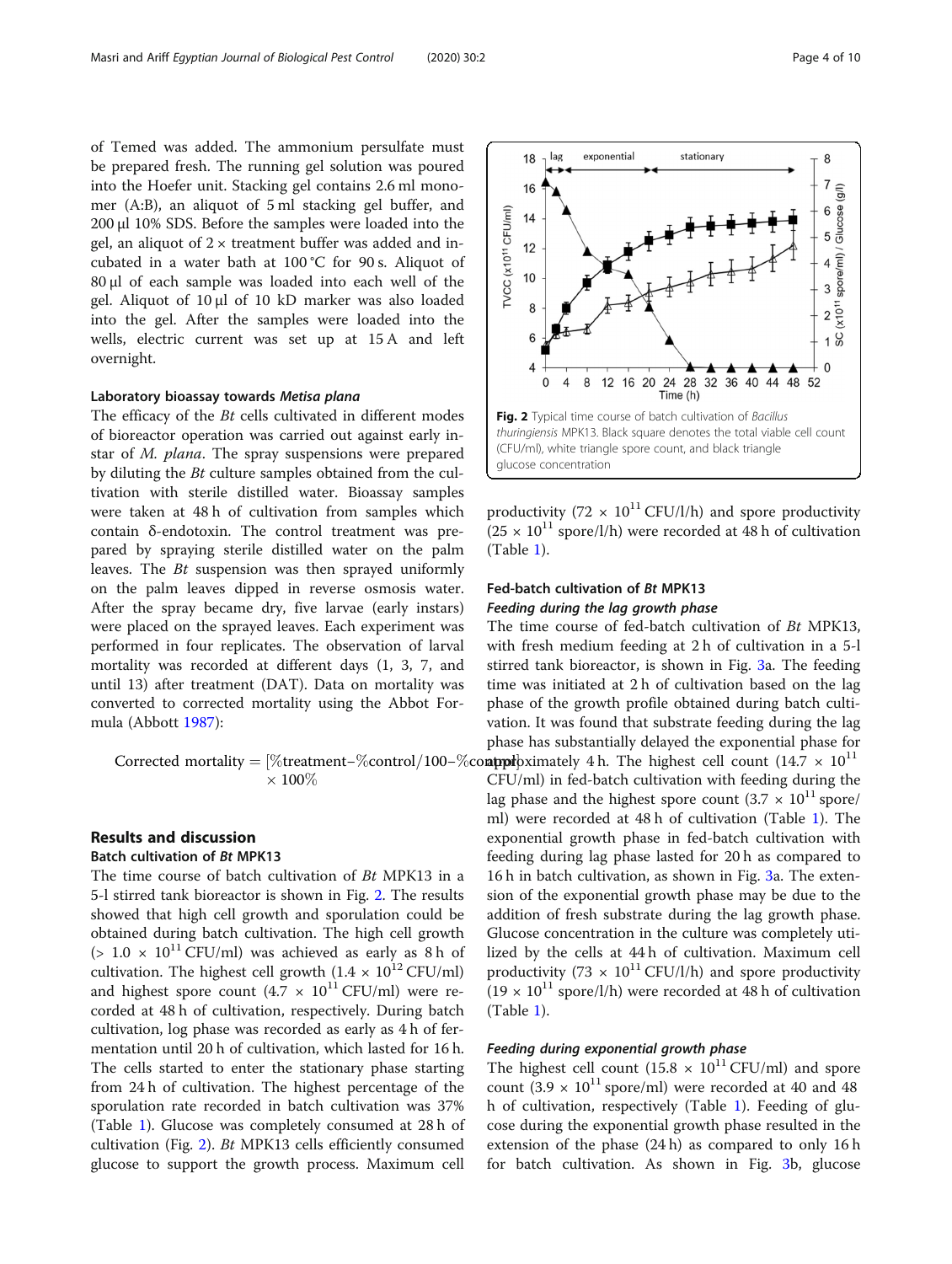of Temed was added. The ammonium persulfate must be prepared fresh. The running gel solution was poured into the Hoefer unit. Stacking gel contains 2.6 ml monomer (A:B), an aliquot of 5 ml stacking gel buffer, and 200 μl 10% SDS. Before the samples were loaded into the gel, an aliquot of 2 × treatment buffer was added and incubated in a water bath at 100 °C for 90 s. Aliquot of 80 μl of each sample was loaded into each well of the gel. Aliquot of 10 μl of 10 kD marker was also loaded into the gel. After the samples were loaded into the wells, electric current was set up at 15 A and left overnight.

### Laboratory bioassay towards *Metisa plana*

The efficacy of the *Bt* cells cultivated in different modes of bioreactor operation was carried out against early instar of *M. plana*. The spray suspensions were prepared by diluting the *Bt* culture samples obtained from the cultivation with sterile distilled water. Bioassay samples were taken at 48 h of cultivation from samples which contain δ-endotoxin. The control treatment was prepared by spraying sterile distilled water on the palm leaves. The *Bt* suspension was then sprayed uniformly on the palm leaves dipped in reverse osmosis water. After the spray became dry, five larvae (early instars) were placed on the sprayed leaves. Each experiment was performed in four replicates. The observation of larval mortality was recorded at different days (1, 3, 7, and until 13) after treatment (DAT). Data on mortality was converted to corrected mortality using the Abbot Formula (Abbott 1987):

$$\text{Corrected mortality} = [\%\text{treatment}-\%\text{control}/100-\%\text{control}] \times 100\%$$

## Results and discussion

### Batch cultivation of *Bt* MPK13

The time course of batch cultivation of *Bt* MPK13 in a 5-l stirred tank bioreactor is shown in Fig. 2. The results showed that high cell growth and sporulation could be obtained during batch cultivation. The high cell growth ($> 1.0 \times 10^{11}$ CFU/ml) was achieved as early as 8 h of cultivation. The highest cell growth ($1.4 \times 10^{12}$ CFU/ml) and highest spore count ($4.7 \times 10^{11}$ CFU/ml) were recorded at 48 h of cultivation, respectively. During batch cultivation, log phase was recorded as early as 4 h of fermentation until 20 h of cultivation, which lasted for 16 h. The cells started to enter the stationary phase starting from 24 h of cultivation. The highest percentage of the sporulation rate recorded in batch cultivation was 37% (Table 1). Glucose was completely consumed at 28 h of cultivation (Fig. 2). *Bt* MPK13 cells efficiently consumed glucose to support the growth process. Maximum cell productivity ($72 \times 10^{11}$ CFU/l/h) and spore productivity ($25 \times 10^{11}$ spore/l/h) were recorded at 48 h of cultivation (Table 1).

**Fig. 2** Typical time course of batch cultivation of *Bacillus thuringiensis* MPK13. Black square denotes the total viable cell count (CFU/ml), white triangle spore count, and black triangle glucose concentration

### Fed-batch cultivation of *Bt* MPK13

#### *Feeding during the lag growth phase*

The time course of fed-batch cultivation of *Bt* MPK13, with fresh medium feeding at 2 h of cultivation in a 5-l stirred tank bioreactor, is shown in Fig. 3a. The feeding time was initiated at 2 h of cultivation based on the lag phase of the growth profile obtained during batch cultivation. It was found that substrate feeding during the lag phase has substantially delayed the exponential phase for approximately 4 h. The highest cell count ($14.7 \times 10^{11}$ CFU/ml) in fed-batch cultivation with feeding during the lag phase and the highest spore count ($3.7 \times 10^{11}$ spore/ml) were recorded at 48 h of cultivation (Table 1). The exponential growth phase in fed-batch cultivation with feeding during lag phase lasted for 20 h as compared to 16 h in batch cultivation, as shown in Fig. 3a. The extension of the exponential growth phase may be due to the addition of fresh substrate during the lag growth phase. Glucose concentration in the culture was completely utilized by the cells at 44 h of cultivation. Maximum cell productivity ($73 \times 10^{11}$ CFU/l/h) and spore productivity ($19 \times 10^{11}$ spore/l/h) were recorded at 48 h of cultivation (Table 1).

#### *Feeding during exponential growth phase*

The highest cell count ($15.8 \times 10^{11}$ CFU/ml) and spore count ($3.9 \times 10^{11}$ spore/ml) were recorded at 40 and 48 h of cultivation, respectively (Table 1). Feeding of glucose during the exponential growth phase resulted in the extension of the phase (24 h) as compared to only 16 h for batch cultivation. As shown in Fig. 3b, glucose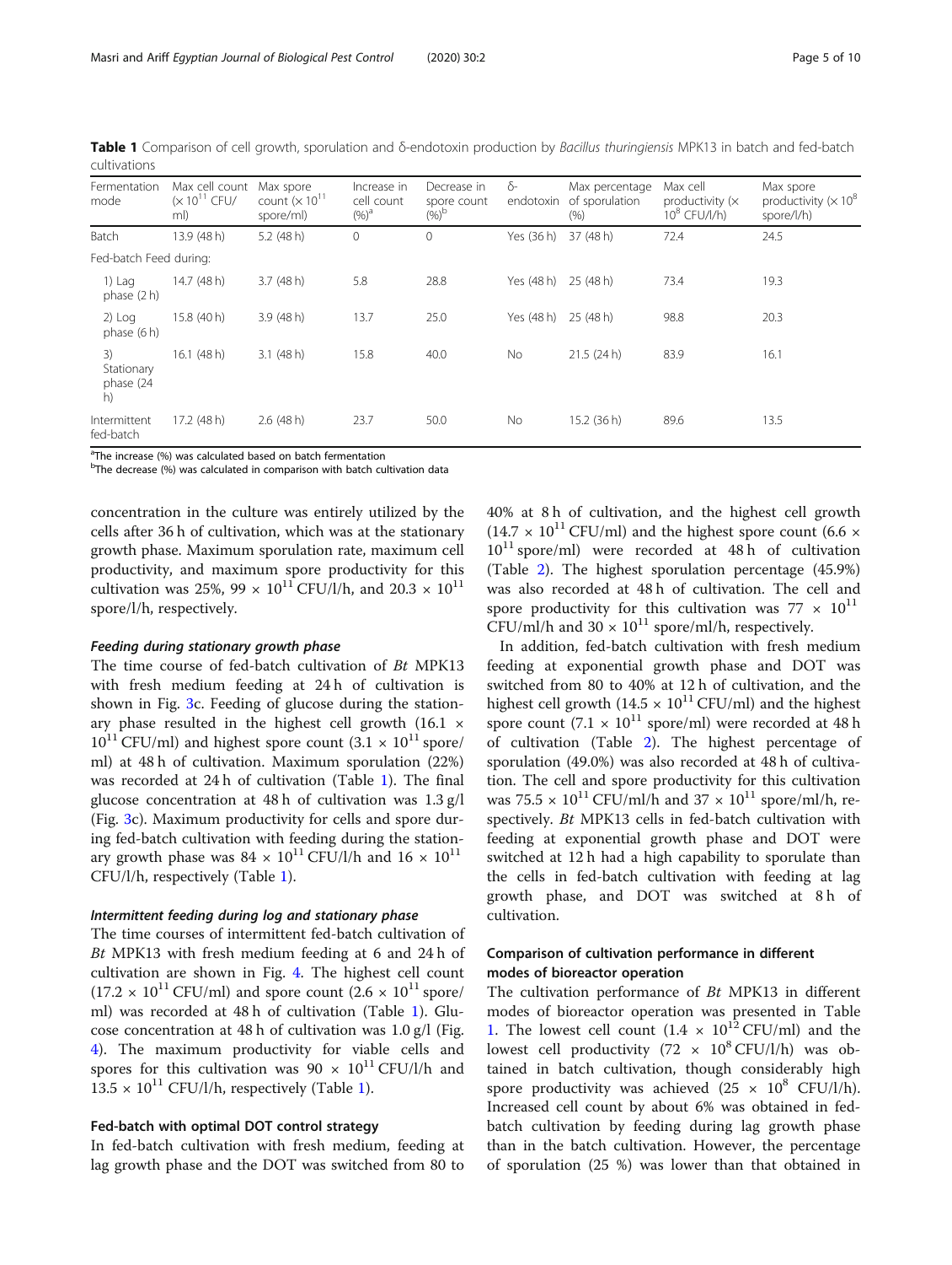**Table 1** Comparison of cell growth, sporulation and δ-endotoxin production by *Bacillus thuringiensis* MPK13 in batch and fed-batch cultivations

| Fermentation mode | Max cell count ($\times 10^{11}$ CFU/ml) | Max spore count ($\times 10^{11}$ spore/ml) | Increase in cell count (%)[a] | Decrease in spore count (%)[b] | δ-endotoxin | Max percentage of sporulation (%) | Max cell productivity ($\times 10^{8}$ CFU/l/h) | Max spore productivity ($\times 10^{8}$ spore/l/h) |
|---|---|---|---|---|---|---|---|---|
| Batch | 13.9 (48 h) | 5.2 (48 h) | 0 | 0 | Yes (36 h) | 37 (48 h) | 72.4 | 24.5 |
| Fed-batch Feed during: | | | | | | | | |
| 1) Lag phase (2 h) | 14.7 (48 h) | 3.7 (48 h) | 5.8 | 28.8 | Yes (48 h) | 25 (48 h) | 73.4 | 19.3 |
| 2) Log phase (6 h) | 15.8 (40 h) | 3.9 (48 h) | 13.7 | 25.0 | Yes (48 h) | 25 (48 h) | 98.8 | 20.3 |
| 3) Stationary phase (24 h) | 16.1 (48 h) | 3.1 (48 h) | 15.8 | 40.0 | No | 21.5 (24 h) | 83.9 | 16.1 |
| Intermittent fed-batch | 17.2 (48 h) | 2.6 (48 h) | 23.7 | 50.0 | No | 15.2 (36 h) | 89.6 | 13.5 |

[a]The increase (%) was calculated based on batch fermentation
[b]The decrease (%) was calculated in comparison with batch cultivation data

concentration in the culture was entirely utilized by the cells after 36 h of cultivation, which was at the stationary growth phase. Maximum sporulation rate, maximum cell productivity, and maximum spore productivity for this cultivation was 25%, $99 \times 10^{11}$ CFU/l/h, and $20.3 \times 10^{11}$ spore/l/h, respectively.

#### Feeding during stationary growth phase

The time course of fed-batch cultivation of *Bt* MPK13 with fresh medium feeding at 24 h of cultivation is shown in Fig. 3c. Feeding of glucose during the stationary phase resulted in the highest cell growth ($16.1 \times 10^{11}$ CFU/ml) and highest spore count ($3.1 \times 10^{11}$ spore/ml) at 48 h of cultivation. Maximum sporulation (22%) was recorded at 24 h of cultivation (Table 1). The final glucose concentration at 48 h of cultivation was 1.3 g/l (Fig. 3c). Maximum productivity for cells and spore during fed-batch cultivation with feeding during the stationary growth phase was $84 \times 10^{11}$ CFU/l/h and $16 \times 10^{11}$ CFU/l/h, respectively (Table 1).

#### Intermittent feeding during log and stationary phase

The time courses of intermittent fed-batch cultivation of *Bt* MPK13 with fresh medium feeding at 6 and 24 h of cultivation are shown in Fig. 4. The highest cell count ($17.2 \times 10^{11}$ CFU/ml) and spore count ($2.6 \times 10^{11}$ spore/ml) was recorded at 48 h of cultivation (Table 1). Glucose concentration at 48 h of cultivation was 1.0 g/l (Fig. 4). The maximum productivity for viable cells and spores for this cultivation was $90 \times 10^{11}$ CFU/l/h and $13.5 \times 10^{11}$ CFU/l/h, respectively (Table 1).

### Fed-batch with optimal DOT control strategy

In fed-batch cultivation with fresh medium, feeding at lag growth phase and the DOT was switched from 80 to 40% at 8 h of cultivation, and the highest cell growth ($14.7 \times 10^{11}$ CFU/ml) and the highest spore count ($6.6 \times 10^{11}$ spore/ml) were recorded at 48 h of cultivation (Table 2). The highest sporulation percentage (45.9%) was also recorded at 48 h of cultivation. The cell and spore productivity for this cultivation was $77 \times 10^{11}$ CFU/ml/h and $30 \times 10^{11}$ spore/ml/h, respectively.

In addition, fed-batch cultivation with fresh medium feeding at exponential growth phase and DOT was switched from 80 to 40% at 12 h of cultivation, and the highest cell growth ($14.5 \times 10^{11}$ CFU/ml) and the highest spore count ($7.1 \times 10^{11}$ spore/ml) were recorded at 48 h of cultivation (Table 2). The highest percentage of sporulation (49.0%) was also recorded at 48 h of cultivation. The cell and spore productivity for this cultivation was $75.5 \times 10^{11}$ CFU/ml/h and $37 \times 10^{11}$ spore/ml/h, respectively. *Bt* MPK13 cells in fed-batch cultivation with feeding at exponential growth phase and DOT were switched at 12 h had a high capability to sporulate than the cells in fed-batch cultivation with feeding at lag growth phase, and DOT was switched at 8 h of cultivation.

### Comparison of cultivation performance in different modes of bioreactor operation

The cultivation performance of *Bt* MPK13 in different modes of bioreactor operation was presented in Table 1. The lowest cell count ($1.4 \times 10^{12}$ CFU/ml) and the lowest cell productivity ($72 \times 10^{8}$ CFU/l/h) was obtained in batch cultivation, though considerably high spore productivity was achieved ($25 \times 10^{8}$ CFU/l/h). Increased cell count by about 6% was obtained in fed-batch cultivation by feeding during lag growth phase than in the batch cultivation. However, the percentage of sporulation (25 %) was lower than that obtained in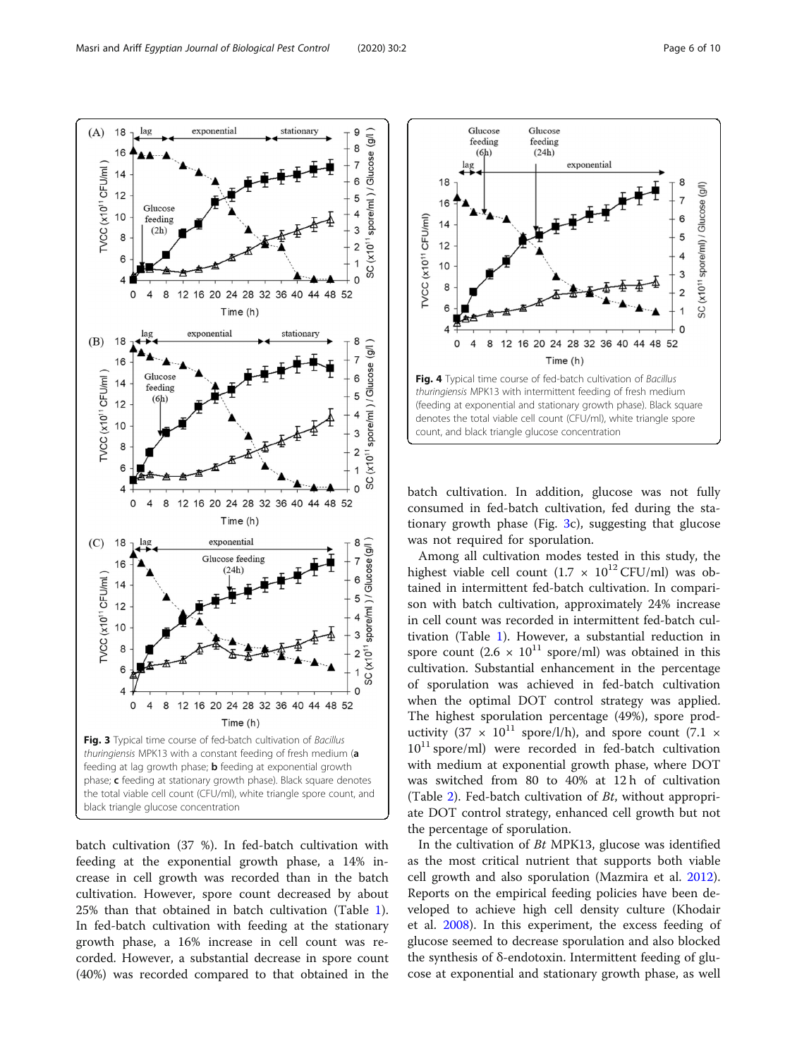Fig. 3 Typical time course of fed-batch cultivation of *Bacillus thuringiensis* MPK13 with a constant feeding of fresh medium (**a** feeding at lag growth phase; **b** feeding at exponential growth phase; **c** feeding at stationary growth phase). Black square denotes the total viable cell count (CFU/ml), white triangle spore count, and black triangle glucose concentration

Fig. 4 Typical time course of fed-batch cultivation of *Bacillus thuringiensis* MPK13 with intermittent feeding of fresh medium (feeding at exponential and stationary growth phase). Black square denotes the total viable cell count (CFU/ml), white triangle spore count, and black triangle glucose concentration

batch cultivation (37 %). In fed-batch cultivation with feeding at the exponential growth phase, a 14% increase in cell growth was recorded than in the batch cultivation. However, spore count decreased by about 25% than that obtained in batch cultivation (Table 1). In fed-batch cultivation with feeding at the stationary growth phase, a 16% increase in cell count was recorded. However, a substantial decrease in spore count (40%) was recorded compared to that obtained in the batch cultivation. In addition, glucose was not fully consumed in fed-batch cultivation, fed during the stationary growth phase (Fig. 3c), suggesting that glucose was not required for sporulation.

Among all cultivation modes tested in this study, the highest viable cell count ($1.7 \times 10^{12}$ CFU/ml) was obtained in intermittent fed-batch cultivation. In comparison with batch cultivation, approximately 24% increase in cell count was recorded in intermittent fed-batch cultivation (Table 1). However, a substantial reduction in spore count ($2.6 \times 10^{11}$ spore/ml) was obtained in this cultivation. Substantial enhancement in the percentage of sporulation was achieved in fed-batch cultivation when the optimal DOT control strategy was applied. The highest sporulation percentage (49%), spore productivity ($37 \times 10^{11}$ spore/l/h), and spore count ($7.1 \times 10^{11}$ spore/ml) were recorded in fed-batch cultivation with medium at exponential growth phase, where DOT was switched from 80 to 40% at 12 h of cultivation (Table 2). Fed-batch cultivation of *Bt*, without appropriate DOT control strategy, enhanced cell growth but not the percentage of sporulation.

In the cultivation of *Bt* MPK13, glucose was identified as the most critical nutrient that supports both viable cell growth and also sporulation (Mazmira et al. 2012). Reports on the empirical feeding policies have been developed to achieve high cell density culture (Khodair et al. 2008). In this experiment, the excess feeding of glucose seemed to decrease sporulation and also blocked the synthesis of δ-endotoxin. Intermittent feeding of glucose at exponential and stationary growth phase, as well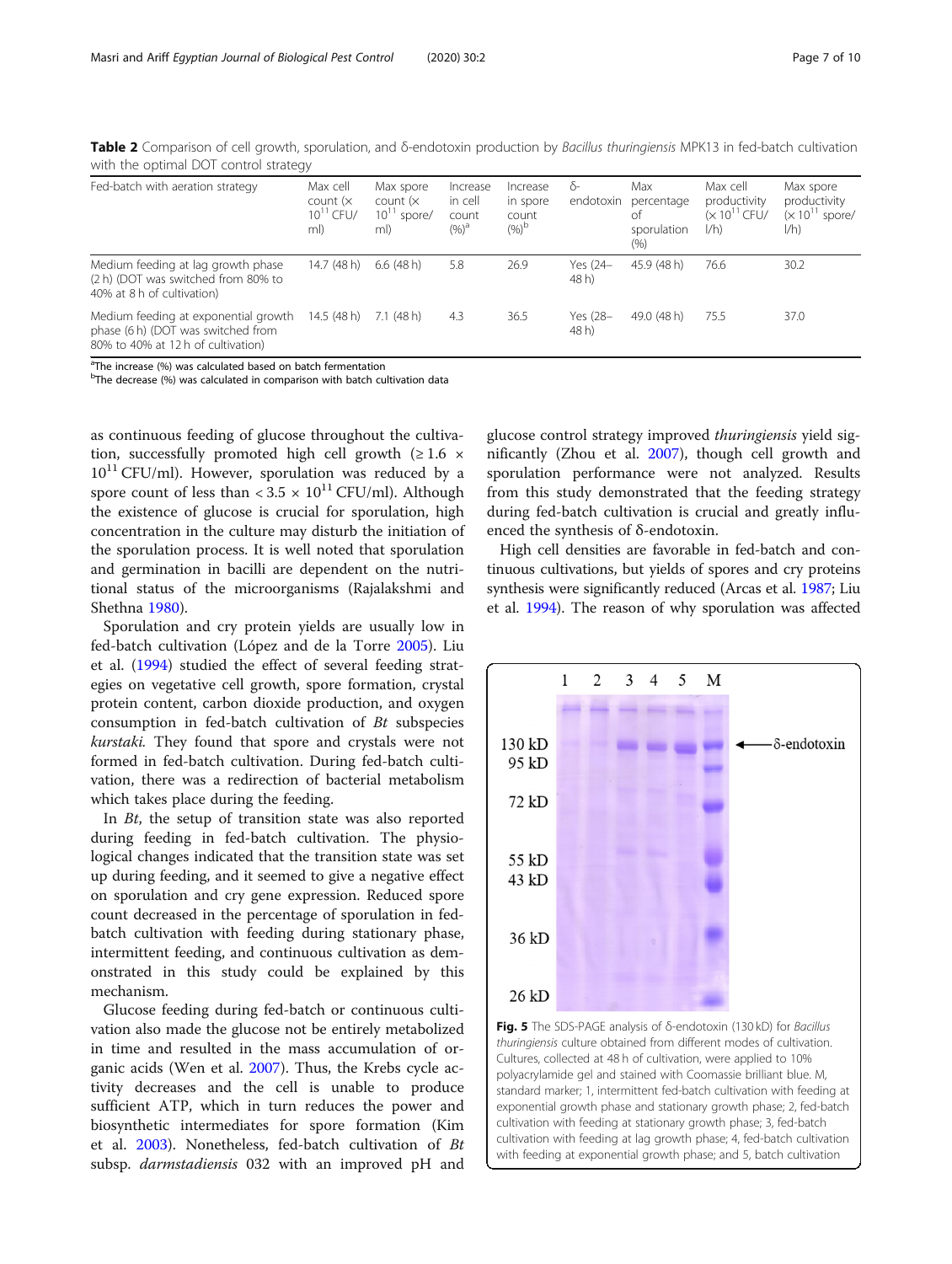**Table 2** Comparison of cell growth, sporulation, and δ-endotoxin production by *Bacillus thuringiensis* MPK13 in fed-batch cultivation with the optimal DOT control strategy

| Fed-batch with aeration strategy | Max cell count ($\times 10^{11}$ CFU/ml) | Max spore count ($\times 10^{11}$ spore/ml) | Increase in cell count (%)[a] | Increase in spore count (%)[b] | δ-endotoxin | Max percentage of sporulation (%) | Max cell productivity ($\times 10^{11}$ CFU/l/h) | Max spore productivity ($\times 10^{11}$ spore/l/h) |
|---|---|---|---|---|---|---|---|---|
| Medium feeding at lag growth phase (2 h) (DOT was switched from 80% to 40% at 8 h of cultivation) | 14.7 (48 h) | 6.6 (48 h) | 5.8 | 26.9 | Yes (24–48 h) | 45.9 (48 h) | 76.6 | 30.2 |
| Medium feeding at exponential growth phase (6 h) (DOT was switched from 80% to 40% at 12 h of cultivation) | 14.5 (48 h) | 7.1 (48 h) | 4.3 | 36.5 | Yes (28–48 h) | 49.0 (48 h) | 75.5 | 37.0 |

[a]The increase (%) was calculated based on batch fermentation
[b]The decrease (%) was calculated in comparison with batch cultivation data

as continuous feeding of glucose throughout the cultivation, successfully promoted high cell growth ($\geq 1.6 \times 10^{11}$ CFU/ml). However, sporulation was reduced by a spore count of less than $< 3.5 \times 10^{11}$ CFU/ml). Although the existence of glucose is crucial for sporulation, high concentration in the culture may disturb the initiation of the sporulation process. It is well noted that sporulation and germination in bacilli are dependent on the nutritional status of the microorganisms (Rajalakshmi and Shethna 1980).

Sporulation and cry protein yields are usually low in fed-batch cultivation (López and de la Torre 2005). Liu et al. (1994) studied the effect of several feeding strategies on vegetative cell growth, spore formation, crystal protein content, carbon dioxide production, and oxygen consumption in fed-batch cultivation of *Bt* subspecies *kurstaki*. They found that spore and crystals were not formed in fed-batch cultivation. During fed-batch cultivation, there was a redirection of bacterial metabolism which takes place during the feeding.

In *Bt*, the setup of transition state was also reported during feeding in fed-batch cultivation. The physiological changes indicated that the transition state was set up during feeding, and it seemed to give a negative effect on sporulation and cry gene expression. Reduced spore count decreased in the percentage of sporulation in fed-batch cultivation with feeding during stationary phase, intermittent feeding, and continuous cultivation as demonstrated in this study could be explained by this mechanism.

Glucose feeding during fed-batch or continuous cultivation also made the glucose not be entirely metabolized in time and resulted in the mass accumulation of organic acids (Wen et al. 2007). Thus, the Krebs cycle activity decreases and the cell is unable to produce sufficient ATP, which in turn reduces the power and biosynthetic intermediates for spore formation (Kim et al. 2003). Nonetheless, fed-batch cultivation of *Bt* subsp. *darmstadiensis* 032 with an improved pH and glucose control strategy improved *thuringiensis* yield significantly (Zhou et al. 2007), though cell growth and sporulation performance were not analyzed. Results from this study demonstrated that the feeding strategy during fed-batch cultivation is crucial and greatly influenced the synthesis of δ-endotoxin.

High cell densities are favorable in fed-batch and continuous cultivations, but yields of spores and cry proteins synthesis were significantly reduced (Arcas et al. 1987; Liu et al. 1994). The reason of why sporulation was affected

**Fig. 5** The SDS-PAGE analysis of δ-endotoxin (130 kD) for *Bacillus thuringiensis* culture obtained from different modes of cultivation. Cultures, collected at 48 h of cultivation, were applied to 10% polyacrylamide gel and stained with Coomassie brilliant blue. M, standard marker; 1, intermittent fed-batch cultivation with feeding at exponential growth phase and stationary growth phase; 2, fed-batch cultivation with feeding at stationary growth phase; 3, fed-batch cultivation with feeding at lag growth phase; 4, fed-batch cultivation with feeding at exponential growth phase; and 5, batch cultivation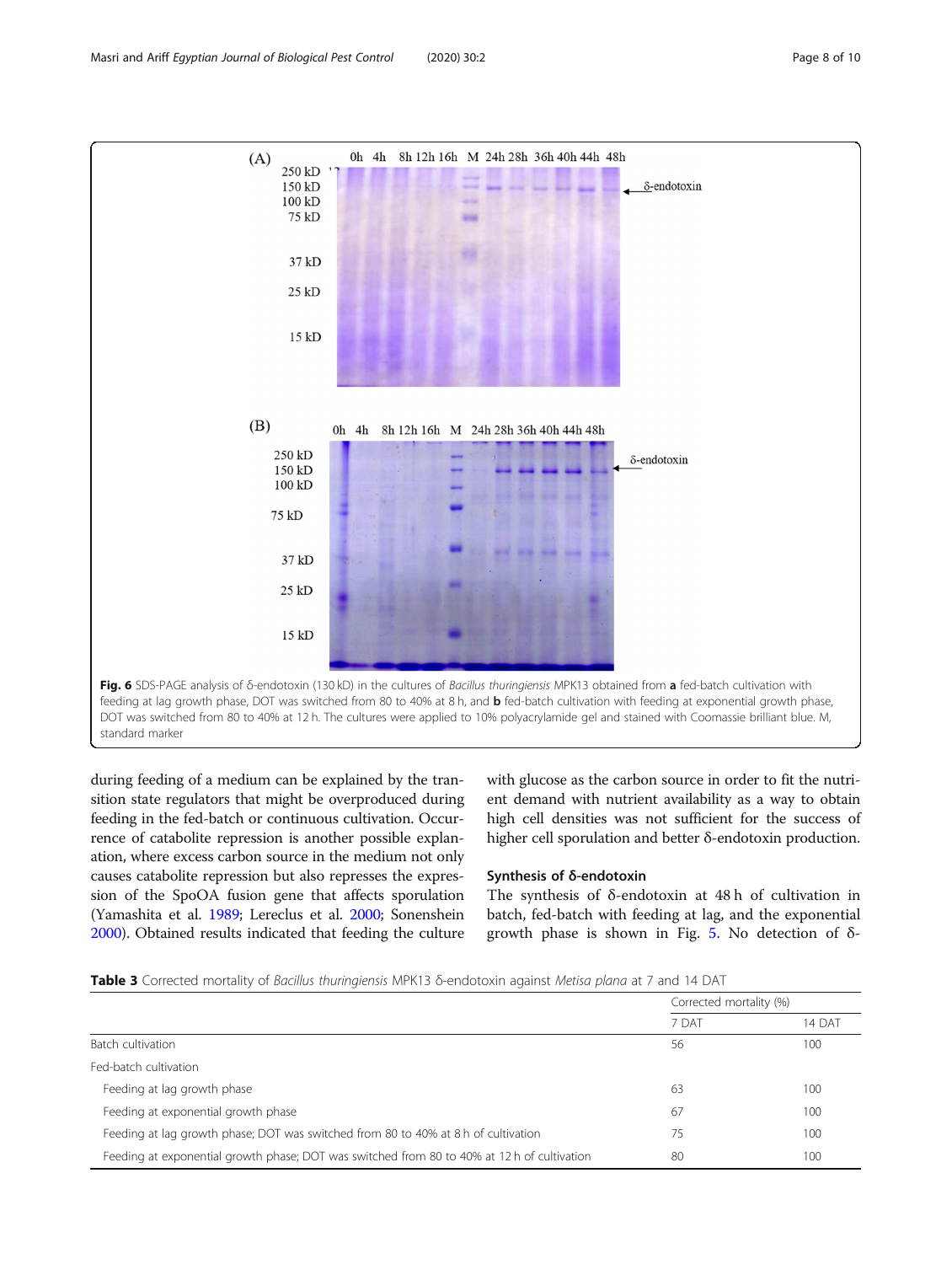Fig. 6 SDS-PAGE analysis of δ-endotoxin (130 kD) in the cultures of *Bacillus thuringiensis* MPK13 obtained from **a** fed-batch cultivation with feeding at lag growth phase, DOT was switched from 80 to 40% at 8 h, and **b** fed-batch cultivation with feeding at exponential growth phase, DOT was switched from 80 to 40% at 12 h. The cultures were applied to 10% polyacrylamide gel and stained with Coomassie brilliant blue. M, standard marker

during feeding of a medium can be explained by the transition state regulators that might be overproduced during feeding in the fed-batch or continuous cultivation. Occurrence of catabolite repression is another possible explanation, where excess carbon source in the medium not only causes catabolite repression but also represses the expression of the SpoOA fusion gene that affects sporulation (Yamashita et al. 1989; Lereclus et al. 2000; Sonenshein 2000). Obtained results indicated that feeding the culture with glucose as the carbon source in order to fit the nutrient demand with nutrient availability as a way to obtain high cell densities was not sufficient for the success of higher cell sporulation and better δ-endotoxin production.

### Synthesis of δ-endotoxin

The synthesis of δ-endotoxin at 48 h of cultivation in batch, fed-batch with feeding at lag, and the exponential growth phase is shown in Fig. 5. No detection of δ-

**Table 3** Corrected mortality of *Bacillus thuringiensis* MPK13 δ-endotoxin against *Metisa plana* at 7 and 14 DAT

| | Corrected mortality (%) | |
|---|---|---|
| | 7 DAT | 14 DAT |
| Batch cultivation | 56 | 100 |
| Fed-batch cultivation | | |
| Feeding at lag growth phase | 63 | 100 |
| Feeding at exponential growth phase | 67 | 100 |
| Feeding at lag growth phase; DOT was switched from 80 to 40% at 8 h of cultivation | 75 | 100 |
| Feeding at exponential growth phase; DOT was switched from 80 to 40% at 12 h of cultivation | 80 | 100 |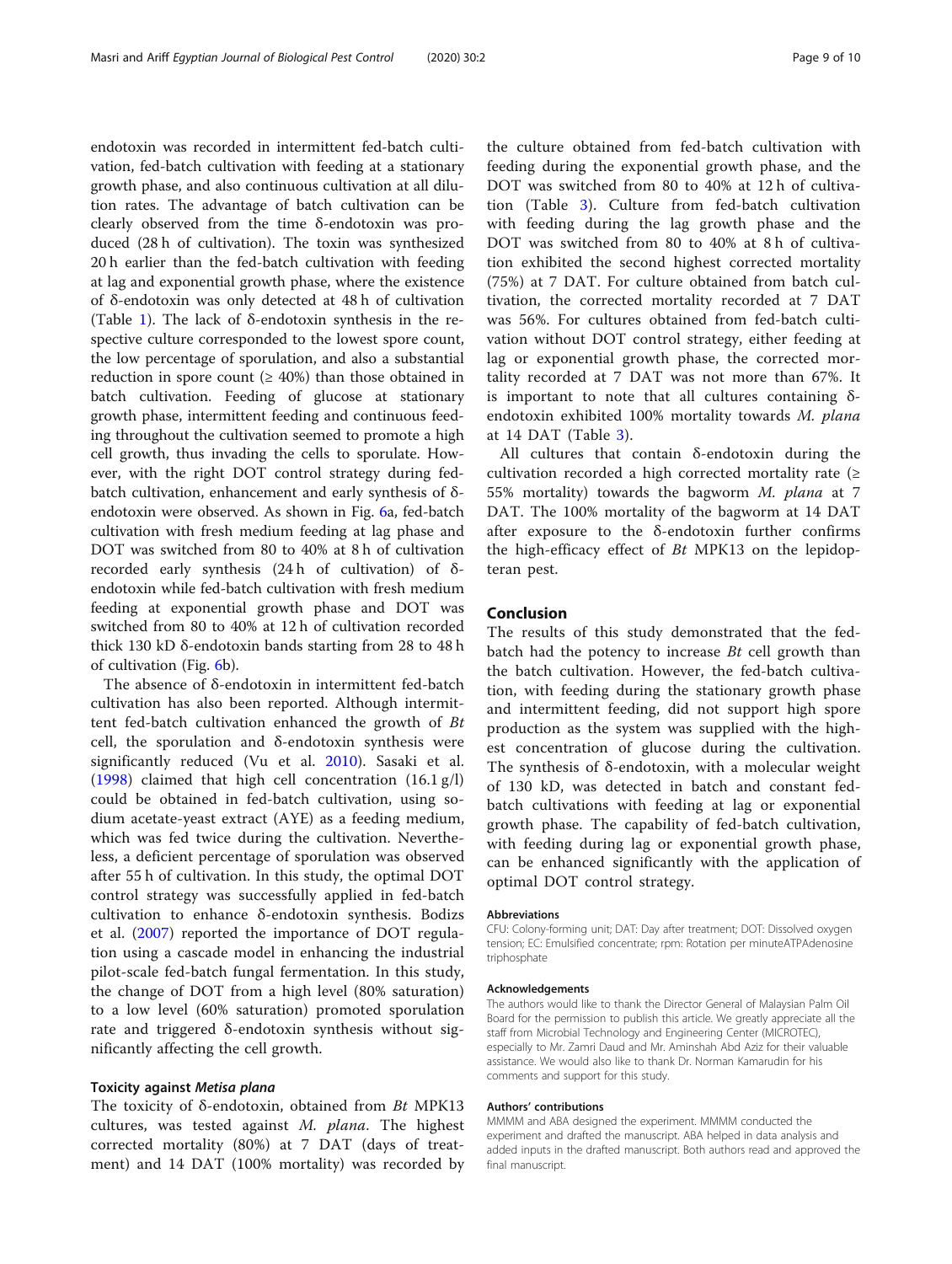endotoxin was recorded in intermittent fed-batch cultivation, fed-batch cultivation with feeding at a stationary growth phase, and also continuous cultivation at all dilution rates. The advantage of batch cultivation can be clearly observed from the time δ-endotoxin was produced (28 h of cultivation). The toxin was synthesized 20 h earlier than the fed-batch cultivation with feeding at lag and exponential growth phase, where the existence of δ-endotoxin was only detected at 48 h of cultivation (Table 1). The lack of δ-endotoxin synthesis in the respective culture corresponded to the lowest spore count, the low percentage of sporulation, and also a substantial reduction in spore count (≥ 40%) than those obtained in batch cultivation. Feeding of glucose at stationary growth phase, intermittent feeding and continuous feeding throughout the cultivation seemed to promote a high cell growth, thus invading the cells to sporulate. However, with the right DOT control strategy during fed-batch cultivation, enhancement and early synthesis of δ-endotoxin were observed. As shown in Fig. 6a, fed-batch cultivation with fresh medium feeding at lag phase and DOT was switched from 80 to 40% at 8 h of cultivation recorded early synthesis (24 h of cultivation) of δ-endotoxin while fed-batch cultivation with fresh medium feeding at exponential growth phase and DOT was switched from 80 to 40% at 12 h of cultivation recorded thick 130 kD δ-endotoxin bands starting from 28 to 48 h of cultivation (Fig. 6b).

The absence of δ-endotoxin in intermittent fed-batch cultivation has also been reported. Although intermittent fed-batch cultivation enhanced the growth of *Bt* cell, the sporulation and δ-endotoxin synthesis were significantly reduced (Vu et al. 2010). Sasaki et al. (1998) claimed that high cell concentration (16.1 g/l) could be obtained in fed-batch cultivation, using sodium acetate-yeast extract (AYE) as a feeding medium, which was fed twice during the cultivation. Nevertheless, a deficient percentage of sporulation was observed after 55 h of cultivation. In this study, the optimal DOT control strategy was successfully applied in fed-batch cultivation to enhance δ-endotoxin synthesis. Bodizs et al. (2007) reported the importance of DOT regulation using a cascade model in enhancing the industrial pilot-scale fed-batch fungal fermentation. In this study, the change of DOT from a high level (80% saturation) to a low level (60% saturation) promoted sporulation rate and triggered δ-endotoxin synthesis without significantly affecting the cell growth.

### Toxicity against *Metisa plana*

The toxicity of δ-endotoxin, obtained from *Bt* MPK13 cultures, was tested against *M. plana*. The highest corrected mortality (80%) at 7 DAT (days of treatment) and 14 DAT (100% mortality) was recorded by the culture obtained from fed-batch cultivation with feeding during the exponential growth phase, and the DOT was switched from 80 to 40% at 12 h of cultivation (Table 3). Culture from fed-batch cultivation with feeding during the lag growth phase and the DOT was switched from 80 to 40% at 8 h of cultivation exhibited the second highest corrected mortality (75%) at 7 DAT. For culture obtained from batch cultivation, the corrected mortality recorded at 7 DAT was 56%. For cultures obtained from fed-batch cultivation without DOT control strategy, either feeding at lag or exponential growth phase, the corrected mortality recorded at 7 DAT was not more than 67%. It is important to note that all cultures containing δ-endotoxin exhibited 100% mortality towards *M. plana* at 14 DAT (Table 3).

All cultures that contain δ-endotoxin during the cultivation recorded a high corrected mortality rate (≥ 55% mortality) towards the bagworm *M. plana* at 7 DAT. The 100% mortality of the bagworm at 14 DAT after exposure to the δ-endotoxin further confirms the high-efficacy effect of *Bt* MPK13 on the lepidopteran pest.

## Conclusion

The results of this study demonstrated that the fed-batch had the potency to increase *Bt* cell growth than the batch cultivation. However, the fed-batch cultivation, with feeding during the stationary growth phase and intermittent feeding, did not support high spore production as the system was supplied with the highest concentration of glucose during the cultivation. The synthesis of δ-endotoxin, with a molecular weight of 130 kD, was detected in batch and constant fed-batch cultivations with feeding at lag or exponential growth phase. The capability of fed-batch cultivation, with feeding during lag or exponential growth phase, can be enhanced significantly with the application of optimal DOT control strategy.

#### Abbreviations

CFU: Colony-forming unit; DAT: Day after treatment; DOT: Dissolved oxygen tension; EC: Emulsified concentrate; rpm: Rotation per minuteATPAdenosine triphosphate

#### Acknowledgements

The authors would like to thank the Director General of Malaysian Palm Oil Board for the permission to publish this article. We greatly appreciate all the staff from Microbial Technology and Engineering Center (MICROTEC), especially to Mr. Zamri Daud and Mr. Aminshah Abd Aziz for their valuable assistance. We would also like to thank Dr. Norman Kamarudin for his comments and support for this study.

#### Authors' contributions

MMMM and ABA designed the experiment. MMMM conducted the experiment and drafted the manuscript. ABA helped in data analysis and added inputs in the drafted manuscript. Both authors read and approved the final manuscript.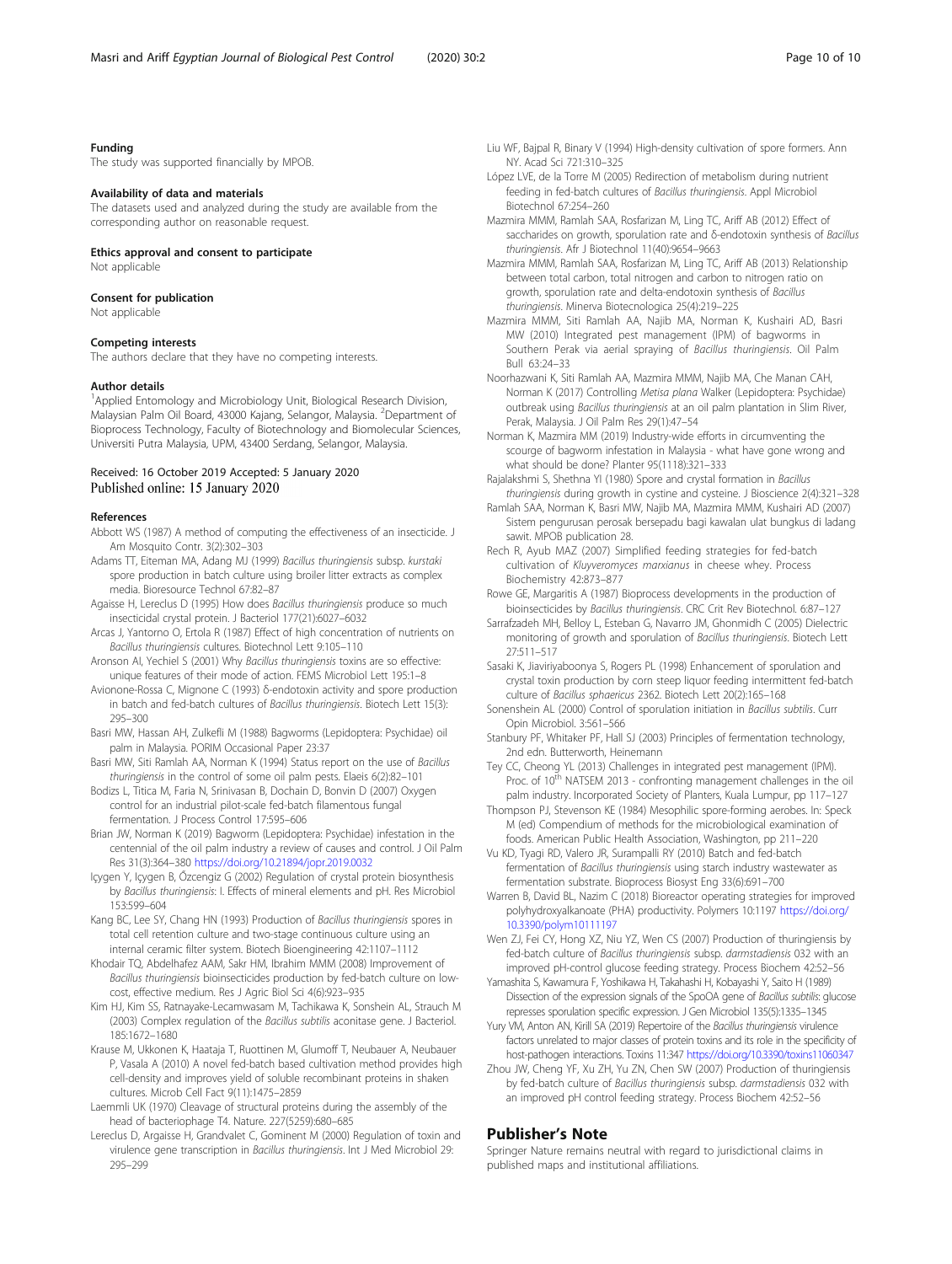#### Funding

The study was supported financially by MPOB.

#### Availability of data and materials

The datasets used and analyzed during the study are available from the corresponding author on reasonable request.

#### Ethics approval and consent to participate

Not applicable

#### Consent for publication

Not applicable

#### Competing interests

The authors declare that they have no competing interests.

#### Author details

[1]Applied Entomology and Microbiology Unit, Biological Research Division, Malaysian Palm Oil Board, 43000 Kajang, Selangor, Malaysia. [2]Department of Bioprocess Technology, Faculty of Biotechnology and Biomolecular Sciences, Universiti Putra Malaysia, UPM, 43400 Serdang, Selangor, Malaysia.

Received: 16 October 2019 Accepted: 5 January 2020
Published online: 15 January 2020

#### References

Abbott WS (1987) A method of computing the effectiveness of an insecticide. J Am Mosquito Contr. 3(2):302–303

Adams TT, Eiteman MA, Adang MJ (1999) *Bacillus thuringiensis* subsp. *kurstaki* spore production in batch culture using broiler litter extracts as complex media. Bioresource Technol 67:82–87

Agaisse H, Lereclus D (1995) How does *Bacillus thuringiensis* produce so much insecticidal crystal protein. J Bacteriol 177(21):6027–6032

Arcas J, Yantorno O, Ertola R (1987) Effect of high concentration of nutrients on *Bacillus thuringiensis* cultures. Biotechnol Lett 9:105–110

Aronson AI, Yechiel S (2001) Why *Bacillus thuringiensis* toxins are so effective: unique features of their mode of action. FEMS Microbiol Lett 195:1–8

Avionone-Rossa C, Mignone C (1993) δ-endotoxin activity and spore production in batch and fed-batch cultures of *Bacillus thuringiensis*. Biotech Lett 15(3): 295–300

Basri MW, Hassan AH, Zulkefli M (1988) Bagworms (Lepidoptera: Psychidae) oil palm in Malaysia. PORIM Occasional Paper 23:37

Basri MW, Siti Ramlah AA, Norman K (1994) Status report on the use of *Bacillus thuringiensis* in the control of some oil palm pests. Elaeis 6(2):82–101

Bodizs L, Titica M, Faria N, Srinivasan B, Dochain D, Bonvin D (2007) Oxygen control for an industrial pilot-scale fed-batch filamentous fungal fermentation. J Process Control 17:595–606

Brian JW, Norman K (2019) Bagworm (Lepidoptera: Psychidae) infestation in the centennial of the oil palm industry a review of causes and control. J Oil Palm Res 31(3):364–380 https://doi.org/10.21894/jopr.2019.0032

Içygen Y, Içygen B, Özcengiz G (2002) Regulation of crystal protein biosynthesis by *Bacillus thuringiensis*: I. Effects of mineral elements and pH. Res Microbiol 153:599–604

Kang BC, Lee SY, Chang HN (1993) Production of *Bacillus thuringiensis* spores in total cell retention culture and two-stage continuous culture using an internal ceramic filter system. Biotech Bioengineering 42:1107–1112

Khodair TQ, Abdelhafez AAM, Sakr HM, Ibrahim MMM (2008) Improvement of *Bacillus thuringiensis* bioinsecticides production by fed-batch culture on low-cost, effective medium. Res J Agric Biol Sci 4(6):923–935

Kim HJ, Kim SS, Ratnayake-Lecamwasam M, Tachikawa K, Sonshein AL, Strauch M (2003) Complex regulation of the *Bacillus subtilis* aconitase gene. J Bacteriol. 185:1672–1680

Krause M, Ukkonen K, Haataja T, Ruottinen M, Glumoff T, Neubauer A, Neubauer P, Vasala A (2010) A novel fed-batch based cultivation method provides high cell-density and improves yield of soluble recombinant proteins in shaken cultures. Microb Cell Fact 9(11):1475–2859

Laemmli UK (1970) Cleavage of structural proteins during the assembly of the head of bacteriophage T4. Nature. 227(5259):680–685

Lereclus D, Argaisse H, Grandvalet C, Gominent M (2000) Regulation of toxin and virulence gene transcription in *Bacillus thuringiensis*. Int J Med Microbiol 29: 295–299

Liu WF, Bajpal R, Binary V (1994) High-density cultivation of spore formers. Ann NY. Acad Sci 721:310–325

López LVE, de la Torre M (2005) Redirection of metabolism during nutrient feeding in fed-batch cultures of *Bacillus thuringiensis*. Appl Microbiol Biotechnol 67:254–260

Mazmira MMM, Ramlah SAA, Rosfarizan M, Ling TC, Ariff AB (2012) Effect of saccharides on growth, sporulation rate and δ-endotoxin synthesis of *Bacillus thuringiensis*. Afr J Biotechnol 11(40):9654–9663

Mazmira MMM, Ramlah SAA, Rosfarizan M, Ling TC, Ariff AB (2013) Relationship between total carbon, total nitrogen and carbon to nitrogen ratio on growth, sporulation rate and delta-endotoxin synthesis of *Bacillus thuringiensis*. Minerva Biotecnologica 25(4):219–225

Mazmira MMM, Siti Ramlah AA, Najib MA, Norman K, Kushairi AD, Basri MW (2010) Integrated pest management (IPM) of bagworms in Southern Perak via aerial spraying of *Bacillus thuringiensis*. Oil Palm Bull 63:24–33

Noorhazwani K, Siti Ramlah AA, Mazmira MMM, Najib MA, Che Manan CAH, Norman K (2017) Controlling *Metisa plana* Walker (Lepidoptera: Psychidae) outbreak using *Bacillus thuringiensis* at an oil palm plantation in Slim River, Perak, Malaysia. J Oil Palm Res 29(1):47–54

Norman K, Mazmira MM (2019) Industry-wide efforts in circumventing the scourge of bagworm infestation in Malaysia - what have gone wrong and what should be done? Planter 95(1118):321–333

Rajalakshmi S, Shethna YI (1980) Spore and crystal formation in *Bacillus thuringiensis* during growth in cystine and cysteine. J Bioscience 2(4):321–328

Ramlah SAA, Norman K, Basri MW, Najib MA, Mazmira MMM, Kushairi AD (2007) Sistem pengurusan perosak bersepadu bagi kawalan ulat bungkus di ladang sawit. MPOB publication 28.

Rech R, Ayub MAZ (2007) Simplified feeding strategies for fed-batch cultivation of *Kluyveromyces marxianus* in cheese whey. Process Biochemistry 42:873–877

Rowe GE, Margaritis A (1987) Bioprocess developments in the production of bioinsecticides by *Bacillus thuringiensis*. CRC Crit Rev Biotechnol. 6:87–127

Sarrafzadeh MH, Belloy L, Esteban G, Navarro JM, Ghonmidh C (2005) Dielectric monitoring of growth and sporulation of *Bacillus thuringiensis*. Biotech Lett 27:511–517

Sasaki K, Jiaviriyaboonya S, Rogers PL (1998) Enhancement of sporulation and crystal toxin production by corn steep liquor feeding intermittent fed-batch culture of *Bacillus sphaericus* 2362. Biotech Lett 20(2):165–168

Sonenshein AL (2000) Control of sporulation initiation in *Bacillus subtilis*. Curr Opin Microbiol. 3:561–566

Stanbury PF, Whitaker PF, Hall SJ (2003) Principles of fermentation technology, 2nd edn. Butterworth, Heinemann

Tey CC, Cheong YL (2013) Challenges in integrated pest management (IPM). Proc. of 10th NATSEM 2013 - confronting management challenges in the oil palm industry. Incorporated Society of Planters, Kuala Lumpur, pp 117–127

Thompson PJ, Stevenson KE (1984) Mesophilic spore-forming aerobes. In: Speck M (ed) Compendium of methods for the microbiological examination of foods. American Public Health Association, Washington, pp 211–220

Vu KD, Tyagi RD, Valero JR, Surampalli RY (2010) Batch and fed-batch fermentation of *Bacillus thuringiensis* using starch industry wastewater as fermentation substrate. Bioprocess Biosyst Eng 33(6):691–700

Warren B, David BL, Nazim C (2018) Bioreactor operating strategies for improved polyhydroxyalkanoate (PHA) productivity. Polymers 10:1197 https://doi.org/10.3390/polym10111197

Wen ZJ, Fei CY, Hong XZ, Niu YZ, Wen CS (2007) Production of thuringiensis by fed-batch culture of *Bacillus thuringiensis* subsp. *darmstadiensis* 032 with an improved pH-control glucose feeding strategy. Process Biochem 42:52–56

Yamashita S, Kawamura F, Yoshikawa H, Takahashi H, Kobayashi Y, Saito H (1989) Dissection of the expression signals of the SpoOA gene of *Bacillus subtilis*: glucose represses sporulation specific expression. J Gen Microbiol 135(5):1335–1345

Yury VM, Anton AN, Kirill SA (2019) Repertoire of the *Bacillus thuringiensis* virulence factors unrelated to major classes of protein toxins and its role in the specificity of host-pathogen interactions. Toxins 11:347 https://doi.org/10.3390/toxins11060347

Zhou JW, Cheng YF, Xu ZH, Yu ZN, Chen SW (2007) Production of thuringiensis by fed-batch culture of *Bacillus thuringiensis* subsp. *darmstadiensis* 032 with an improved pH control feeding strategy. Process Biochem 42:52–56

## Publisher's Note

Springer Nature remains neutral with regard to jurisdictional claims in published maps and institutional affiliations.